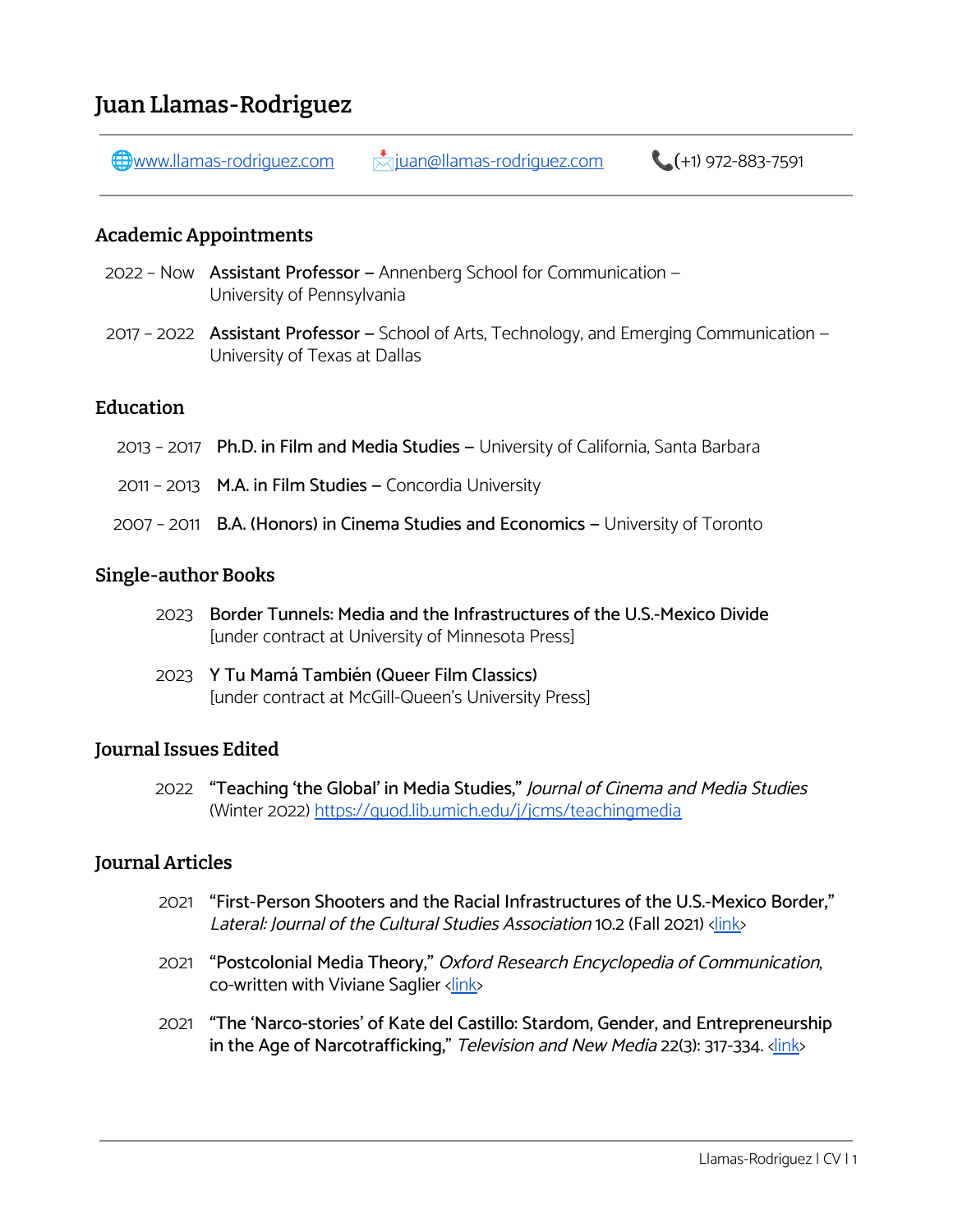# Juan Llamas-Rodriguez

[www.llamas-rodriguez.com](http://www.llamas-rodriguez.com) [juan@llamas-rodriguez.com](mailto:juan@llamas-rodriguez.com) (+1) 972-883-7591

## Academic Appointments

2022 – Now **Assistant Professor –** Annenberg School for Communication – University of Pennsylvania

2017 – 2022 **Assistant Professor –** School of Arts, Technology, and Emerging Communication – University of Texas at Dallas

## Education

2013 – 2017 **Ph.D. in Film and Media Studies –** University of California, Santa Barbara

2011 – 2013 **M.A. in Film Studies –** Concordia University

2007 – 2011 **B.A. (Honors) in Cinema Studies and Economics –** University of Toronto

## Single-author Books

2023 **Border Tunnels: Media and the Infrastructures of the U.S.-Mexico Divide**
[under contract at University of Minnesota Press]

2023 **Y Tu Mamá También (Queer Film Classics)**
[under contract at McGill-Queen's University Press]

## Journal Issues Edited

2022 "Teaching 'the Global' in Media Studies," *Journal of Cinema and Media Studies* (Winter 2022) https://quod.lib.umich.edu/j/jcms/teachingmedia

## Journal Articles

2021 "First-Person Shooters and the Racial Infrastructures of the U.S.-Mexico Border," *Lateral: Journal of the Cultural Studies Association* 10.2 (Fall 2021) <link>

2021 "Postcolonial Media Theory," *Oxford Research Encyclopedia of Communication*, co-written with Viviane Saglier <link>

2021 "The 'Narco-stories' of Kate del Castillo: Stardom, Gender, and Entrepreneurship in the Age of Narcotrafficking," *Television and New Media* 22(3): 317-334. <link>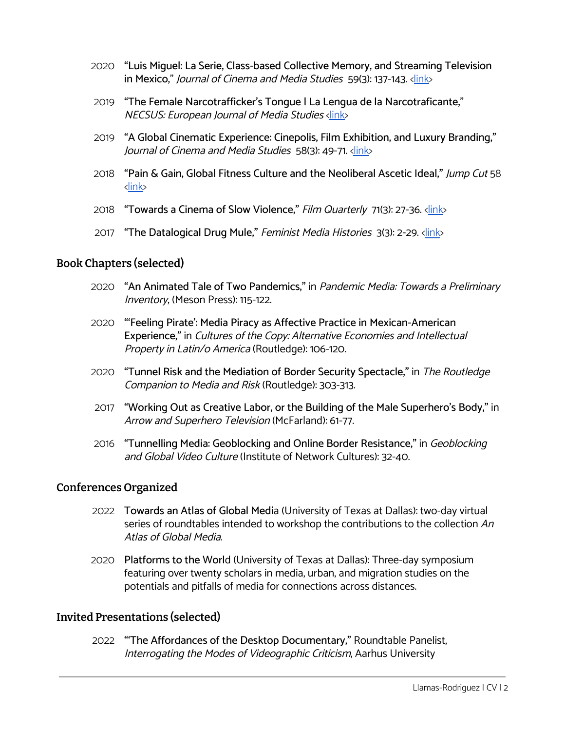2020 "Luis Miguel: La Serie, Class-based Collective Memory, and Streaming Television in Mexico," *Journal of Cinema and Media Studies* 59(3): 137-143. <link>

2019 "The Female Narcotrafficker's Tongue | La Lengua de la Narcotraficante," *NECSUS: European Journal of Media Studies* <link>

2019 "A Global Cinematic Experience: Cinepolis, Film Exhibition, and Luxury Branding," *Journal of Cinema and Media Studies* 58(3): 49-71. <link>

2018 "Pain & Gain, Global Fitness Culture and the Neoliberal Ascetic Ideal," *Jump Cut* 58 <link>

2018 "Towards a Cinema of Slow Violence," *Film Quarterly* 71(3): 27-36. <link>

2017 "The Datalogical Drug Mule," *Feminist Media Histories* 3(3): 2-29. <link>

## Book Chapters (selected)

2020 "An Animated Tale of Two Pandemics," in *Pandemic Media: Towards a Preliminary Inventory*, (Meson Press): 115-122.

2020 "'Feeling Pirate': Media Piracy as Affective Practice in Mexican-American Experience," in *Cultures of the Copy: Alternative Economies and Intellectual Property in Latin/o America* (Routledge): 106-120.

2020 "Tunnel Risk and the Mediation of Border Security Spectacle," in *The Routledge Companion to Media and Risk* (Routledge): 303-313.

2017 "Working Out as Creative Labor, or the Building of the Male Superhero's Body," in *Arrow and Superhero Television* (McFarland): 61-77.

2016 "Tunnelling Media: Geoblocking and Online Border Resistance," in *Geoblocking and Global Video Culture* (Institute of Network Cultures): 32-40.

## Conferences Organized

2022 Towards an Atlas of Global Media (University of Texas at Dallas): two-day virtual series of roundtables intended to workshop the contributions to the collection *An Atlas of Global Media*.

2020 Platforms to the World (University of Texas at Dallas): Three-day symposium featuring over twenty scholars in media, urban, and migration studies on the potentials and pitfalls of media for connections across distances.

## Invited Presentations (selected)

2022 "'The Affordances of the Desktop Documentary," Roundtable Panelist, *Interrogating the Modes of Videographic Criticism*, Aarhus University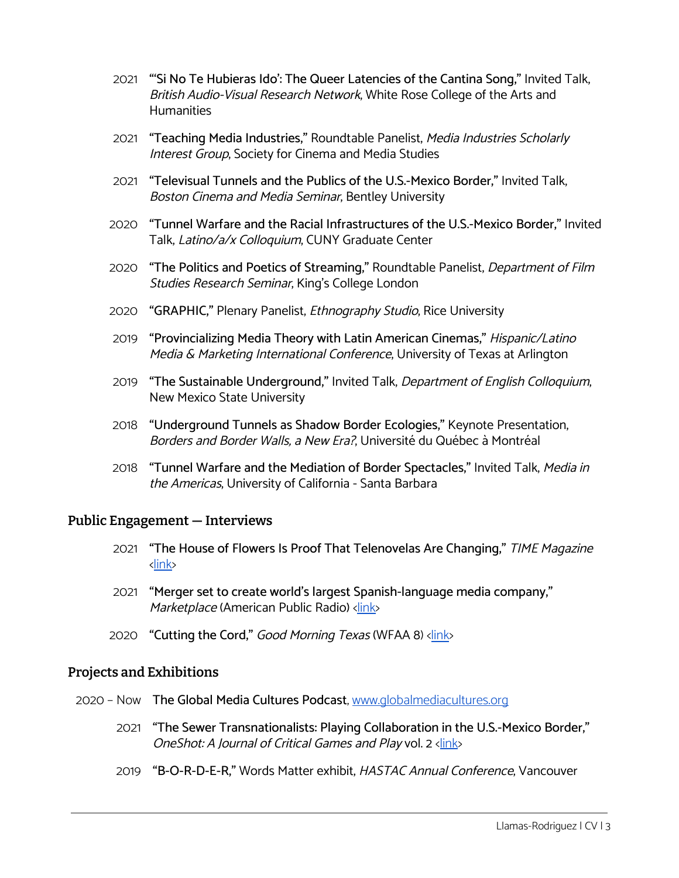- 2021 "'Si No Te Hubieras Ido': The Queer Latencies of the Cantina Song," Invited Talk, *British Audio-Visual Research Network*, White Rose College of the Arts and Humanities

- 2021 "Teaching Media Industries," Roundtable Panelist, *Media Industries Scholarly Interest Group*, Society for Cinema and Media Studies

- 2021 "Televisual Tunnels and the Publics of the U.S.-Mexico Border," Invited Talk, *Boston Cinema and Media Seminar*, Bentley University

- 2020 "Tunnel Warfare and the Racial Infrastructures of the U.S.-Mexico Border," Invited Talk, *Latino/a/x Colloquium*, CUNY Graduate Center

- 2020 "The Politics and Poetics of Streaming," Roundtable Panelist, *Department of Film Studies Research Seminar*, King's College London

- 2020 "GRAPHIC," Plenary Panelist, *Ethnography Studio*, Rice University

- 2019 "Provincializing Media Theory with Latin American Cinemas," *Hispanic/Latino Media & Marketing International Conference*, University of Texas at Arlington

- 2019 "The Sustainable Underground," Invited Talk, *Department of English Colloquium*, New Mexico State University

- 2018 "Underground Tunnels as Shadow Border Ecologies," Keynote Presentation, *Borders and Border Walls, a New Era?*, Université du Québec à Montréal

- 2018 "Tunnel Warfare and the Mediation of Border Spectacles," Invited Talk, *Media in the Americas*, University of California - Santa Barbara

## Public Engagement — Interviews

- 2021 "The House of Flowers Is Proof That Telenovelas Are Changing," *TIME Magazine* <link>

- 2021 "Merger set to create world's largest Spanish-language media company," *Marketplace* (American Public Radio) <link>

- 2020 "Cutting the Cord," *Good Morning Texas* (WFAA 8) <link>

## Projects and Exhibitions

- 2020 – Now The Global Media Cultures Podcast, www.globalmediacultures.org

- 2021 "The Sewer Transnationalists: Playing Collaboration in the U.S.-Mexico Border," *OneShot: A Journal of Critical Games and Play* vol. 2 <link>

- 2019 "B-O-R-D-E-R," Words Matter exhibit, *HASTAC Annual Conference*, Vancouver